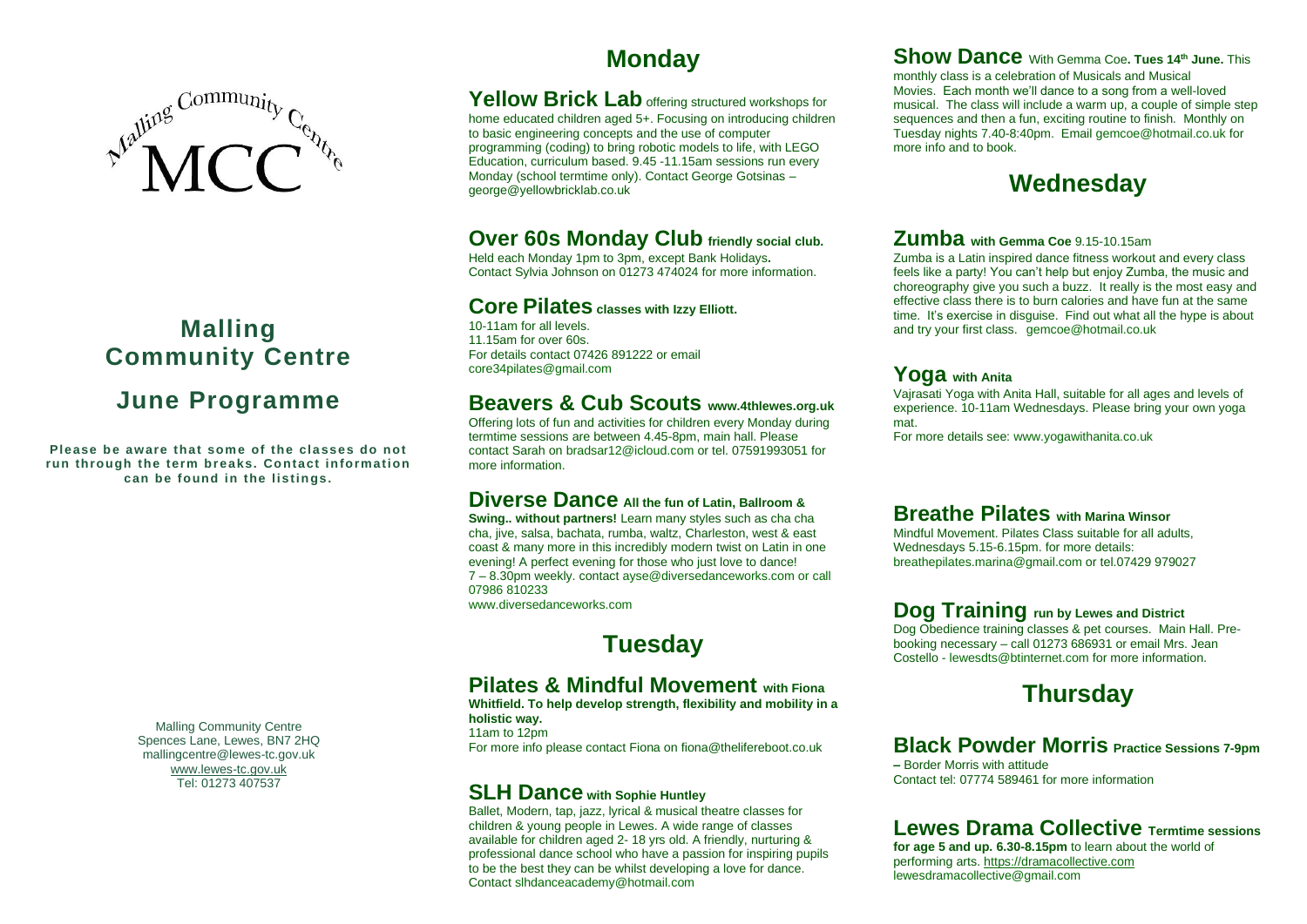Malling Community Centre

MCC

# Malling Community Centre

## June Programme

**Please be aware that some of the classes do not run through the term breaks. Contact information can be found in the listings.**

Malling Community Centre
Spences Lane, Lewes, BN7 2HQ
mallingcentre@lewes-tc.gov.uk
www.lewes-tc.gov.uk
Tel: 01273 407537

## Monday

### Yellow Brick Lab offering structured workshops for

home educated children aged 5+. Focusing on introducing children to basic engineering concepts and the use of computer programming (coding) to bring robotic models to life, with LEGO Education, curriculum based. 9.45 -11.15am sessions run every Monday (school termtime only). Contact George Gotsinas – george@yellowbricklab.co.uk

### Over 60s Monday Club friendly social club.

Held each Monday 1pm to 3pm, except Bank Holidays**.**
Contact Sylvia Johnson on 01273 474024 for more information.

### Core Pilates classes with Izzy Elliott.

10-11am for all levels.
11.15am for over 60s.
For details contact 07426 891222 or email core34pilates@gmail.com

### Beavers & Cub Scouts www.4thlewes.org.uk

Offering lots of fun and activities for children every Monday during termtime sessions are between 4.45-8pm, main hall. Please contact Sarah on bradsar12@icloud.com or tel. 07591993051 for more information.

### Diverse Dance All the fun of Latin, Ballroom &

**Swing.. without partners!** Learn many styles such as cha cha cha, jive, salsa, bachata, rumba, waltz, Charleston, west & east coast & many more in this incredibly modern twist on Latin in one evening! A perfect evening for those who just love to dance!
7 – 8.30pm weekly. contact ayse@diversedanceworks.com or call 07986 810233
www.diversedanceworks.com

## Tuesday

### Pilates & Mindful Movement with Fiona

**Whitfield. To help develop strength, flexibility and mobility in a holistic way.**
11am to 12pm
For more info please contact Fiona on fiona@thelifereboot.co.uk

### SLH Dance with Sophie Huntley

Ballet, Modern, tap, jazz, lyrical & musical theatre classes for children & young people in Lewes. A wide range of classes available for children aged 2- 18 yrs old. A friendly, nurturing & professional dance school who have a passion for inspiring pupils to be the best they can be whilst developing a love for dance.
Contact slhdanceacademy@hotmail.com

### Show Dance With Gemma Coe. Tues 14th June.

This monthly class is a celebration of Musicals and Musical Movies. Each month we'll dance to a song from a well-loved musical. The class will include a warm up, a couple of simple step sequences and then a fun, exciting routine to finish. Monthly on Tuesday nights 7.40-8:40pm. Email gemcoe@hotmail.co.uk for more info and to book.

## Wednesday

### Zumba with Gemma Coe 9.15-10.15am

Zumba is a Latin inspired dance fitness workout and every class feels like a party! You can't help but enjoy Zumba, the music and choreography give you such a buzz. It really is the most easy and effective class there is to burn calories and have fun at the same time. It's exercise in disguise. Find out what all the hype is about and try your first class. gemcoe@hotmail.co.uk

### Yoga with Anita

Vajrasati Yoga with Anita Hall, suitable for all ages and levels of experience. 10-11am Wednesdays. Please bring your own yoga mat.
For more details see: www.yogawithanita.co.uk

### Breathe Pilates with Marina Winsor

Mindful Movement. Pilates Class suitable for all adults, Wednesdays 5.15-6.15pm. for more details: breathepilates.marina@gmail.com or tel.07429 979027

### Dog Training run by Lewes and District

Dog Obedience training classes & pet courses. Main Hall. Pre-booking necessary – call 01273 686931 or email Mrs. Jean Costello - lewesdts@btinternet.com for more information.

## Thursday

### Black Powder Morris Practice Sessions 7-9pm

– Border Morris with attitude
Contact tel: 07774 589461 for more information

### Lewes Drama Collective Termtime sessions

**for age 5 and up. 6.30-8.15pm** to learn about the world of performing arts. https://dramacollective.com
lewesdramacollective@gmail.com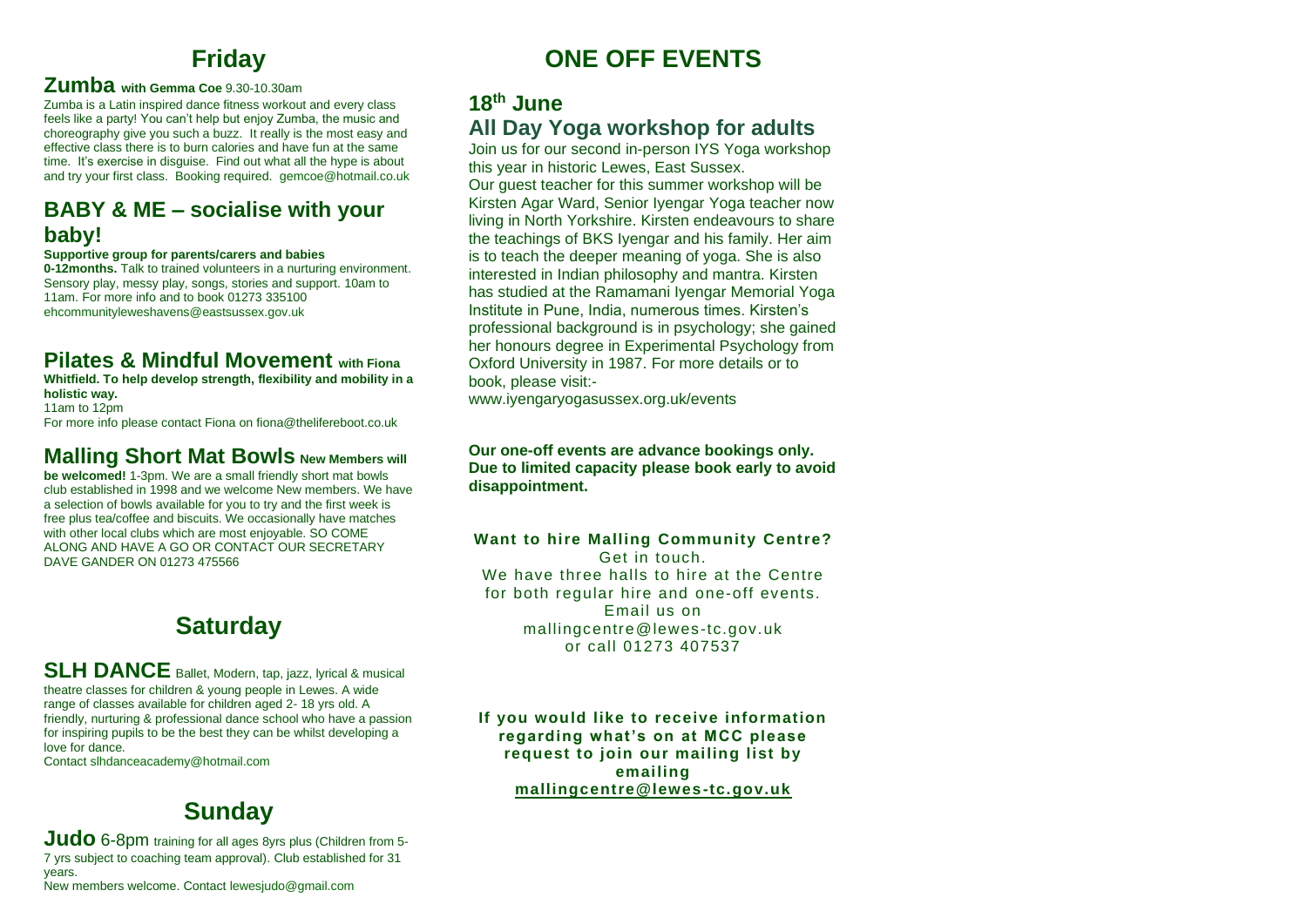# Friday

## Zumba with Gemma Coe 9.30-10.30am

Zumba is a Latin inspired dance fitness workout and every class feels like a party! You can't help but enjoy Zumba, the music and choreography give you such a buzz. It really is the most easy and effective class there is to burn calories and have fun at the same time. It's exercise in disguise. Find out what all the hype is about and try your first class. Booking required. gemcoe@hotmail.co.uk

## BABY & ME – socialise with your baby!

**Supportive group for parents/carers and babies 0-12months.** Talk to trained volunteers in a nurturing environment. Sensory play, messy play, songs, stories and support. 10am to 11am. For more info and to book 01273 335100 ehcommunityleweshavens@eastsussex.gov.uk

## Pilates & Mindful Movement with Fiona Whitfield.

**To help develop strength, flexibility and mobility in a holistic way.**

11am to 12pm

For more info please contact Fiona on fiona@thelifereboot.co.uk

## Malling Short Mat Bowls New Members will be welcomed!

1-3pm. We are a small friendly short mat bowls club established in 1998 and we welcome New members. We have a selection of bowls available for you to try and the first week is free plus tea/coffee and biscuits. We occasionally have matches with other local clubs which are most enjoyable. SO COME ALONG AND HAVE A GO OR CONTACT OUR SECRETARY DAVE GANDER ON 01273 475566

# Saturday

## SLH DANCE

Ballet, Modern, tap, jazz, lyrical & musical theatre classes for children & young people in Lewes. A wide range of classes available for children aged 2- 18 yrs old. A friendly, nurturing & professional dance school who have a passion for inspiring pupils to be the best they can be whilst developing a love for dance.

Contact slhdanceacademy@hotmail.com

# Sunday

## Judo

6-8pm training for all ages 8yrs plus (Children from 5-7 yrs subject to coaching team approval). Club established for 31 years.

New members welcome. Contact lewesjudo@gmail.com

# ONE OFF EVENTS

## 18th June
## All Day Yoga workshop for adults

Join us for our second in-person IYS Yoga workshop this year in historic Lewes, East Sussex.

Our guest teacher for this summer workshop will be Kirsten Agar Ward, Senior Iyengar Yoga teacher now living in North Yorkshire. Kirsten endeavours to share the teachings of BKS Iyengar and his family. Her aim is to teach the deeper meaning of yoga. She is also interested in Indian philosophy and mantra. Kirsten has studied at the Ramamani Iyengar Memorial Yoga Institute in Pune, India, numerous times. Kirsten's professional background is in psychology; she gained her honours degree in Experimental Psychology from Oxford University in 1987. For more details or to book, please visit:-

www.iyengaryogasussex.org.uk/events

**Our one-off events are advance bookings only. Due to limited capacity please book early to avoid disappointment.**

**Want to hire Malling Community Centre?**

Get in touch.
We have three halls to hire at the Centre for both regular hire and one-off events.
Email us on
mallingcentre@lewes-tc.gov.uk
or call 01273 407537

**If you would like to receive information regarding what's on at MCC please request to join our mailing list by emailing mallingcentre@lewes-tc.gov.uk**